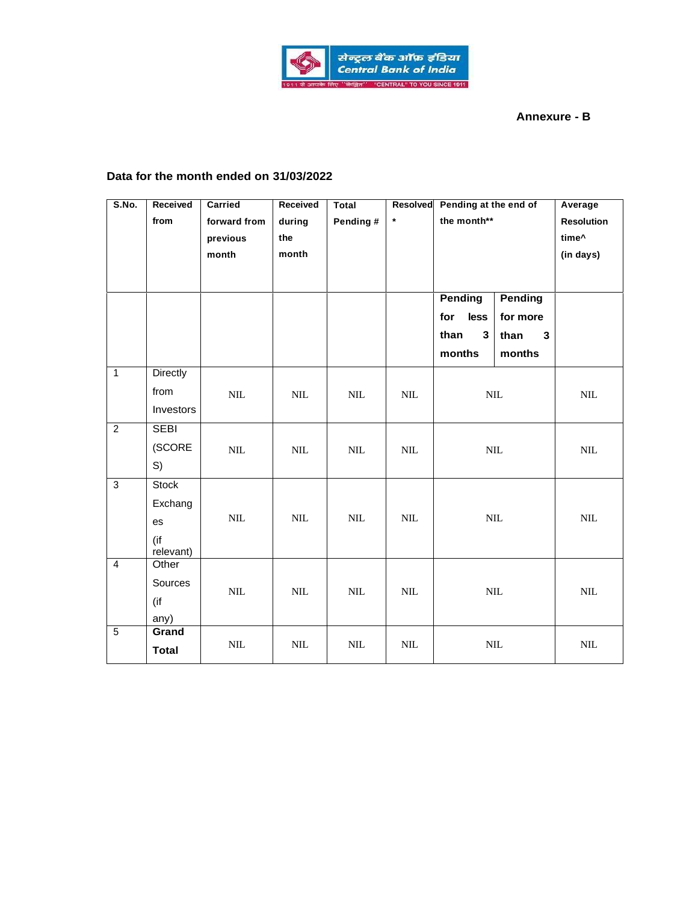**Annexure - B**

**Data for the month ended on 31/03/2022**

| S.No. | Received from | Carried forward from previous month | Received during the month | Total Pending # | Resolved * | Pending at the end of the month** | | Average Resolution time^ (in days) |
|---|---|---|---|---|---|---|---|---|
| | | | | | | Pending for less than 3 months | Pending for more than 3 months | |
| 1 | Directly from Investors | NIL | NIL | NIL | NIL | NIL | | NIL |
| 2 | SEBI (SCORES) | NIL | NIL | NIL | NIL | NIL | | NIL |
| 3 | Stock Exchanges (if relevant) | NIL | NIL | NIL | NIL | NIL | | NIL |
| 4 | Other Sources (if any) | NIL | NIL | NIL | NIL | NIL | | NIL |
| 5 | **Grand Total** | NIL | NIL | NIL | NIL | NIL | | NIL |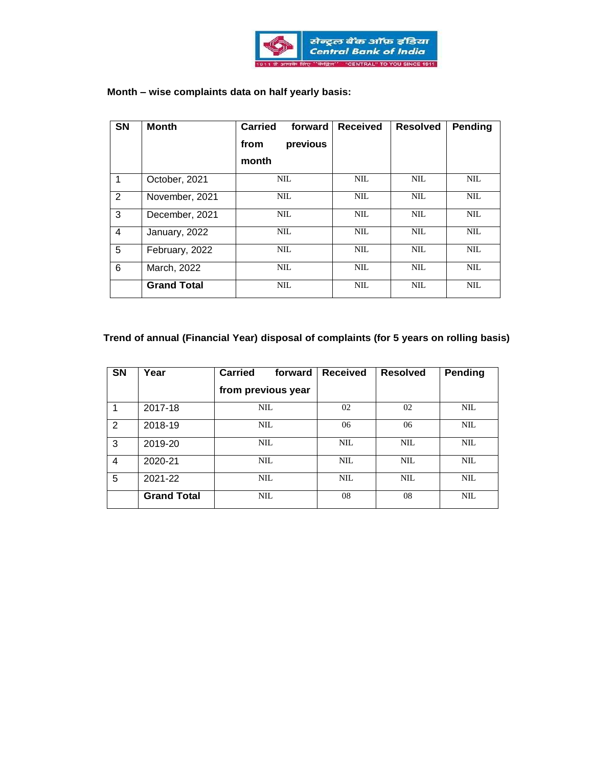**Month – wise complaints data on half yearly basis:**

| SN | Month | Carried forward from previous month | Received | Resolved | Pending |
|---|---|---|---|---|---|
| 1 | October, 2021 | NIL | NIL | NIL | NIL |
| 2 | November, 2021 | NIL | NIL | NIL | NIL |
| 3 | December, 2021 | NIL | NIL | NIL | NIL |
| 4 | January, 2022 | NIL | NIL | NIL | NIL |
| 5 | February, 2022 | NIL | NIL | NIL | NIL |
| 6 | March, 2022 | NIL | NIL | NIL | NIL |
| | **Grand Total** | NIL | NIL | NIL | NIL |

**Trend of annual (Financial Year) disposal of complaints (for 5 years on rolling basis)**

| SN | Year | Carried forward from previous year | Received | Resolved | Pending |
|---|---|---|---|---|---|
| 1 | 2017-18 | NIL | 02 | 02 | NIL |
| 2 | 2018-19 | NIL | 06 | 06 | NIL |
| 3 | 2019-20 | NIL | NIL | NIL | NIL |
| 4 | 2020-21 | NIL | NIL | NIL | NIL |
| 5 | 2021-22 | NIL | NIL | NIL | NIL |
| | **Grand Total** | NIL | 08 | 08 | NIL |